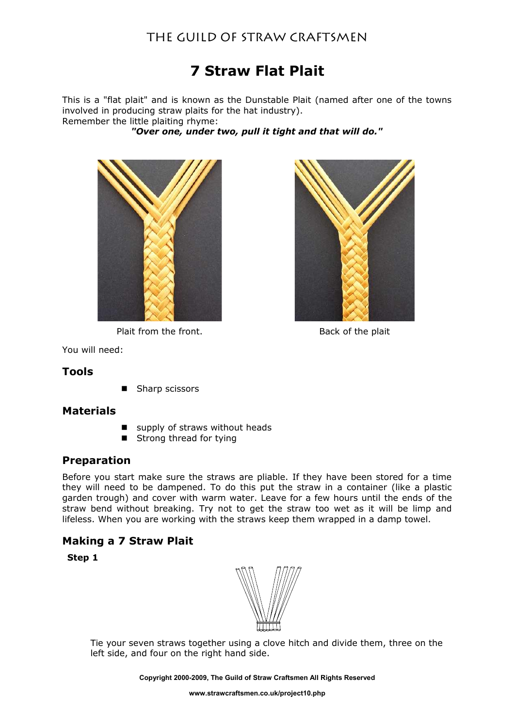# 7 Straw Flat Plait

This is a "flat plait" and is known as the Dunstable Plait (named after one of the towns involved in producing straw plaits for the hat industry).
Remember the little plaiting rhyme:

***"Over one, under two, pull it tight and that will do."***

Plait from the front.

Back of the plait

You will need:

## Tools

- Sharp scissors

## Materials

- supply of straws without heads
- Strong thread for tying

## Preparation

Before you start make sure the straws are pliable. If they have been stored for a time they will need to be dampened. To do this put the straw in a container (like a plastic garden trough) and cover with warm water. Leave for a few hours until the ends of the straw bend without breaking. Try not to get the straw too wet as it will be limp and lifeless. When you are working with the straws keep them wrapped in a damp towel.

## Making a 7 Straw Plait

**Step 1**

Tie your seven straws together using a clove hitch and divide them, three on the left side, and four on the right hand side.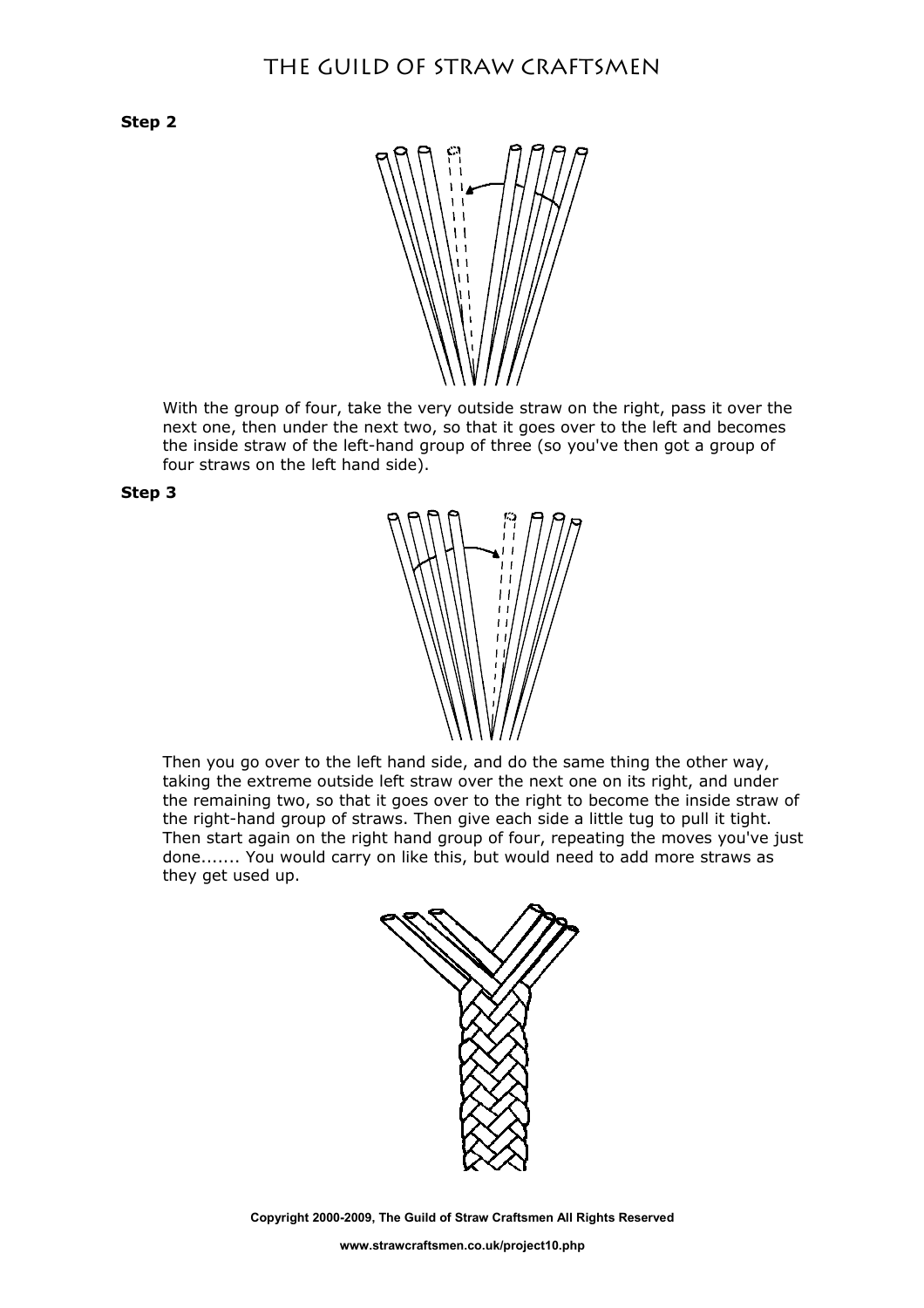**Step 2**

With the group of four, take the very outside straw on the right, pass it over the next one, then under the next two, so that it goes over to the left and becomes the inside straw of the left-hand group of three (so you've then got a group of four straws on the left hand side).

**Step 3**

Then you go over to the left hand side, and do the same thing the other way, taking the extreme outside left straw over the next one on its right, and under the remaining two, so that it goes over to the right to become the inside straw of the right-hand group of straws. Then give each side a little tug to pull it tight. Then start again on the right hand group of four, repeating the moves you've just done....... You would carry on like this, but would need to add more straws as they get used up.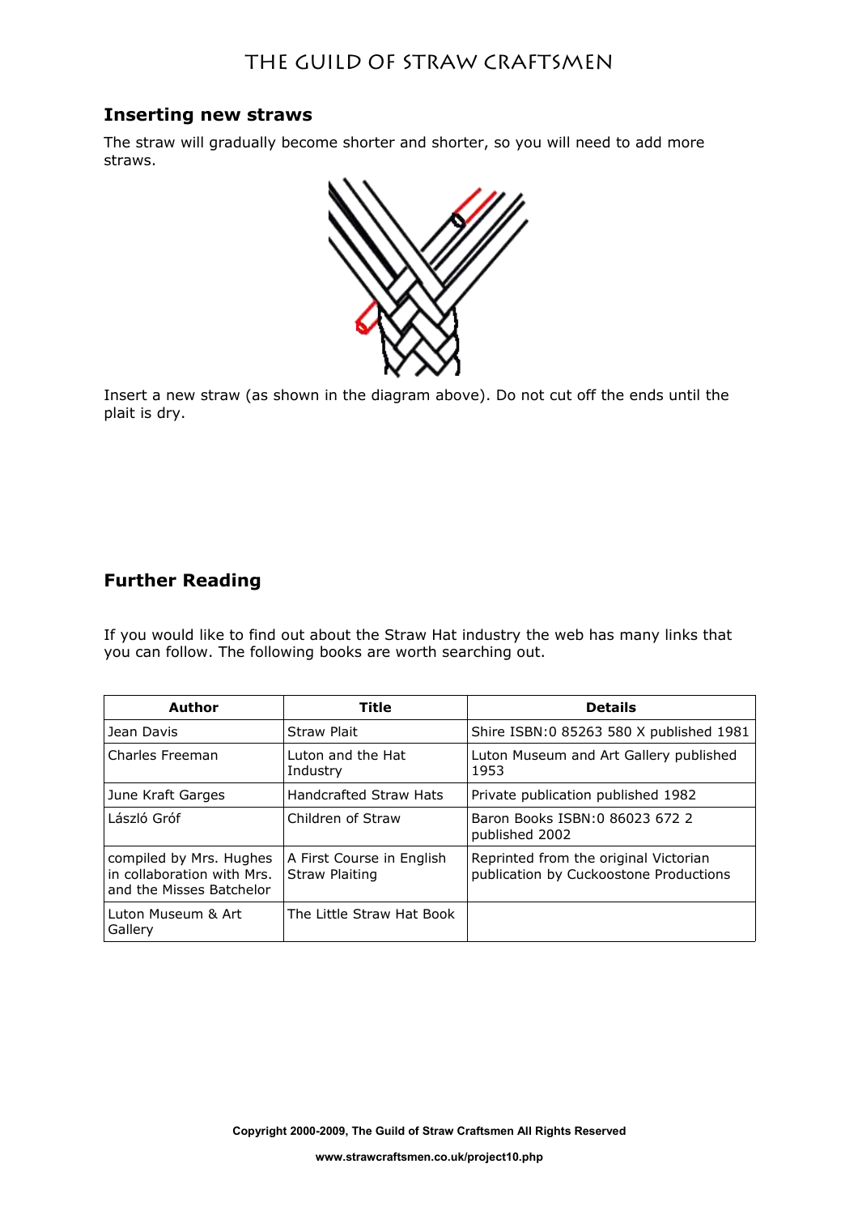## Inserting new straws

The straw will gradually become shorter and shorter, so you will need to add more straws.

Insert a new straw (as shown in the diagram above). Do not cut off the ends until the plait is dry.

## Further Reading

If you would like to find out about the Straw Hat industry the web has many links that you can follow. The following books are worth searching out.

| Author | Title | Details |
|---|---|---|
| Jean Davis | Straw Plait | Shire ISBN:0 85263 580 X published 1981 |
| Charles Freeman | Luton and the Hat Industry | Luton Museum and Art Gallery published 1953 |
| June Kraft Garges | Handcrafted Straw Hats | Private publication published 1982 |
| László Gróf | Children of Straw | Baron Books ISBN:0 86023 672 2 published 2002 |
| compiled by Mrs. Hughes in collaboration with Mrs. and the Misses Batchelor | A First Course in English Straw Plaiting | Reprinted from the original Victorian publication by Cuckoostone Productions |
| Luton Museum & Art Gallery | The Little Straw Hat Book | |

Copyright 2000-2009, The Guild of Straw Craftsmen All Rights Reserved

www.strawcraftsmen.co.uk/project10.php